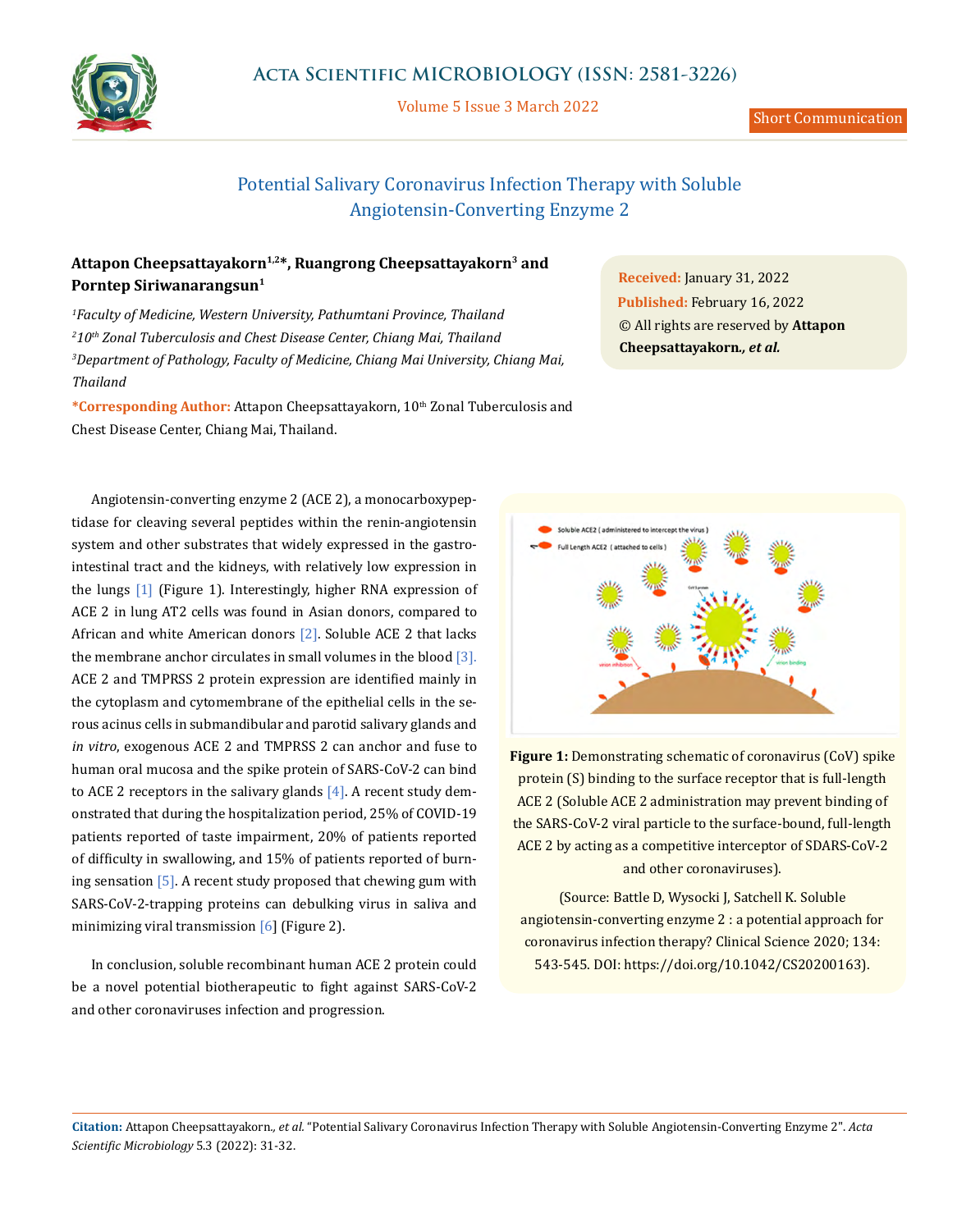# Potential Salivary Coronavirus Infection Therapy with Soluble Angiotensin-Converting Enzyme 2

**Attapon Cheepsattayakorn[1,2]*, Ruangrong Cheepsattayakorn[3] and Porntep Siriwanarangsun[1]**

*[1]Faculty of Medicine, Western University, Pathumtani Province, Thailand*

*[2]10th Zonal Tuberculosis and Chest Disease Center, Chiang Mai, Thailand*

*[3]Department of Pathology, Faculty of Medicine, Chiang Mai University, Chiang Mai, Thailand*

***Corresponding Author:** Attapon Cheepsattayakorn, 10th Zonal Tuberculosis and Chest Disease Center, Chiang Mai, Thailand.

**Received:** January 31, 2022

**Published:** February 16, 2022

© All rights are reserved by **Attapon Cheepsattayakorn*., et al.***

Angiotensin-converting enzyme 2 (ACE 2), a monocarboxypeptidase for cleaving several peptides within the renin-angiotensin system and other substrates that widely expressed in the gastrointestinal tract and the kidneys, with relatively low expression in the lungs [1] (Figure 1). Interestingly, higher RNA expression of ACE 2 in lung AT2 cells was found in Asian donors, compared to African and white American donors [2]. Soluble ACE 2 that lacks the membrane anchor circulates in small volumes in the blood [3]. ACE 2 and TMPRSS 2 protein expression are identified mainly in the cytoplasm and cytomembrane of the epithelial cells in the serous acinus cells in submandibular and parotid salivary glands and *in vitro*, exogenous ACE 2 and TMPRSS 2 can anchor and fuse to human oral mucosa and the spike protein of SARS-CoV-2 can bind to ACE 2 receptors in the salivary glands [4]. A recent study demonstrated that during the hospitalization period, 25% of COVID-19 patients reported of taste impairment, 20% of patients reported of difficulty in swallowing, and 15% of patients reported of burning sensation [5]. A recent study proposed that chewing gum with SARS-CoV-2-trapping proteins can debulking virus in saliva and minimizing viral transmission [6] (Figure 2).

In conclusion, soluble recombinant human ACE 2 protein could be a novel potential biotherapeutic to fight against SARS-CoV-2 and other coronaviruses infection and progression.

**Figure 1:** Demonstrating schematic of coronavirus (CoV) spike protein (S) binding to the surface receptor that is full-length ACE 2 (Soluble ACE 2 administration may prevent binding of the SARS-CoV-2 viral particle to the surface-bound, full-length ACE 2 by acting as a competitive interceptor of SDARS-CoV-2 and other coronaviruses).

(Source: Battle D, Wysocki J, Satchell K. Soluble angiotensin-converting enzyme 2 : a potential approach for coronavirus infection therapy? Clinical Science 2020; 134: 543-545. DOI: https://doi.org/10.1042/CS20200163).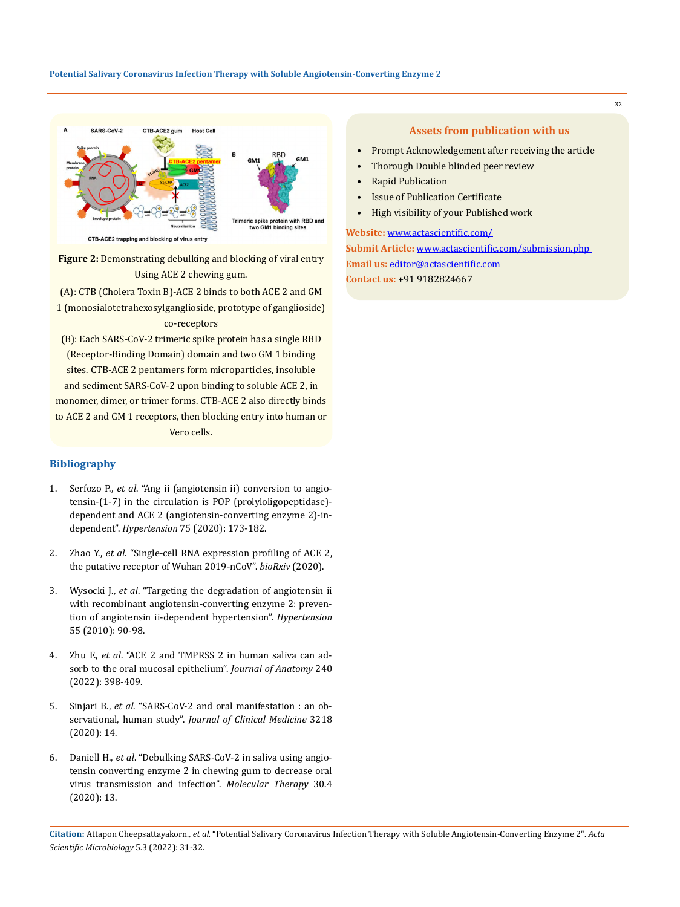Figure 2: Demonstrating debulking and blocking of viral entry Using ACE 2 chewing gum.

(A): CTB (Cholera Toxin B)-ACE 2 binds to both ACE 2 and GM 1 (monosialotetrahexosylganglioside, prototype of ganglioside) co-receptors

(B): Each SARS-CoV-2 trimeric spike protein has a single RBD (Receptor-Binding Domain) domain and two GM 1 binding sites. CTB-ACE 2 pentamers form microparticles, insoluble and sediment SARS-CoV-2 upon binding to soluble ACE 2, in monomer, dimer, or trimer forms. CTB-ACE 2 also directly binds to ACE 2 and GM 1 receptors, then blocking entry into human or Vero cells.

## Bibliography

1. Serfozo P., *et al*. "Ang ii (angiotensin ii) conversion to angiotensin-(1-7) in the circulation is POP (prolyloligopeptidase)-dependent and ACE 2 (angiotensin-converting enzyme 2)-independent". *Hypertension* 75 (2020): 173-182.
2. Zhao Y., *et al*. "Single-cell RNA expression profiling of ACE 2, the putative receptor of Wuhan 2019-nCoV". *bioRxiv* (2020).
3. Wysocki J., *et al*. "Targeting the degradation of angiotensin ii with recombinant angiotensin-converting enzyme 2: prevention of angiotensin ii-dependent hypertension". *Hypertension* 55 (2010): 90-98.
4. Zhu F., *et al*. "ACE 2 and TMPRSS 2 in human saliva can adsorb to the oral mucosal epithelium". *Journal of Anatomy* 240 (2022): 398-409.
5. Sinjari B., *et al*. "SARS-CoV-2 and oral manifestation : an observational, human study". *Journal of Clinical Medicine* 3218 (2020): 14.
6. Daniell H., *et al*. "Debulking SARS-CoV-2 in saliva using angiotensin converting enzyme 2 in chewing gum to decrease oral virus transmission and infection". *Molecular Therapy* 30.4 (2020): 13.

### Assets from publication with us

- Prompt Acknowledgement after receiving the article
- Thorough Double blinded peer review
- Rapid Publication
- Issue of Publication Certificate
- High visibility of your Published work

**Website:** www.actascientific.com/
**Submit Article:** www.actascientific.com/submission.php
**Email us:** editor@actascientific.com
**Contact us:** +91 9182824667